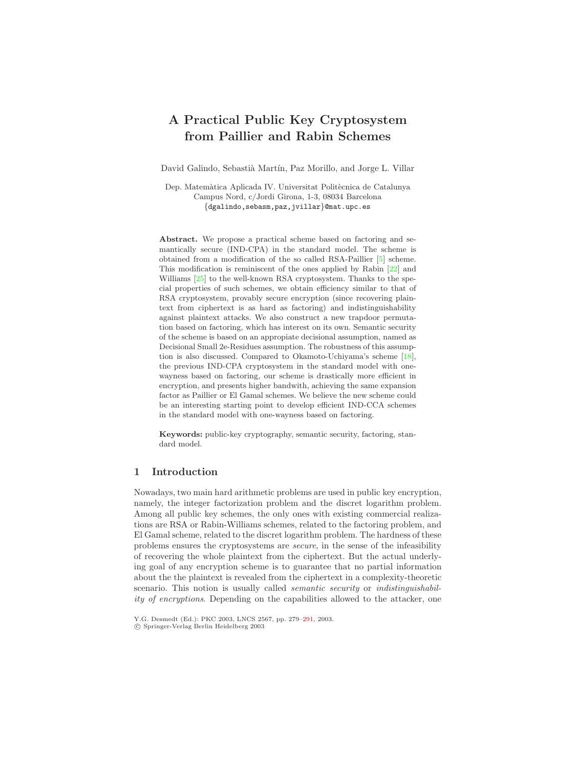# A Practical Public Key Cryptosystem from Paillier and Rabin Schemes

David Galindo, Sebastià Martín, Paz Morillo, and Jorge L. Villar

Dep. Matemàtica Aplicada IV. Universitat Politècnica de Catalunya
Campus Nord, c/Jordi Girona, 1-3, 08034 Barcelona
{dgalindo,sebasm,paz,jvillar}@mat.upc.es

**Abstract.** We propose a practical scheme based on factoring and semantically secure (IND-CPA) in the standard model. The scheme is obtained from a modification of the so called RSA-Paillier [5] scheme. This modification is reminiscent of the ones applied by Rabin [22] and Williams [25] to the well-known RSA cryptosystem. Thanks to the special properties of such schemes, we obtain efficiency similar to that of RSA cryptosystem, provably secure encryption (since recovering plaintext from ciphertext is as hard as factoring) and indistinguishability against plaintext attacks. We also construct a new trapdoor permutation based on factoring, which has interest on its own. Semantic security of the scheme is based on an appropiate decisional assumption, named as Decisional Small 2e-Residues assumption. The robustness of this assumption is also discussed. Compared to Okamoto-Uchiyama's scheme [18], the previous IND-CPA cryptosystem in the standard model with one-wayness based on factoring, our scheme is drastically more efficient in encryption, and presents higher bandwith, achieving the same expansion factor as Paillier or El Gamal schemes. We believe the new scheme could be an interesting starting point to develop efficient IND-CCA schemes in the standard model with one-wayness based on factoring.

**Keywords:** public-key cryptography, semantic security, factoring, standard model.

## 1 Introduction

Nowadays, two main hard arithmetic problems are used in public key encryption, namely, the integer factorization problem and the discret logarithm problem. Among all public key schemes, the only ones with existing commercial realizations are RSA or Rabin-Williams schemes, related to the factoring problem, and El Gamal scheme, related to the discret logarithm problem. The hardness of these problems ensures the cryptosystems are *secure*, in the sense of the infeasibility of recovering the whole plaintext from the ciphertext. But the actual underlying goal of any encryption scheme is to guarantee that no partial information about the the plaintext is revealed from the ciphertext in a complexity-theoretic scenario. This notion is usually called *semantic security* or *indistinguishability of encryptions*. Depending on the capabilities allowed to the attacker, one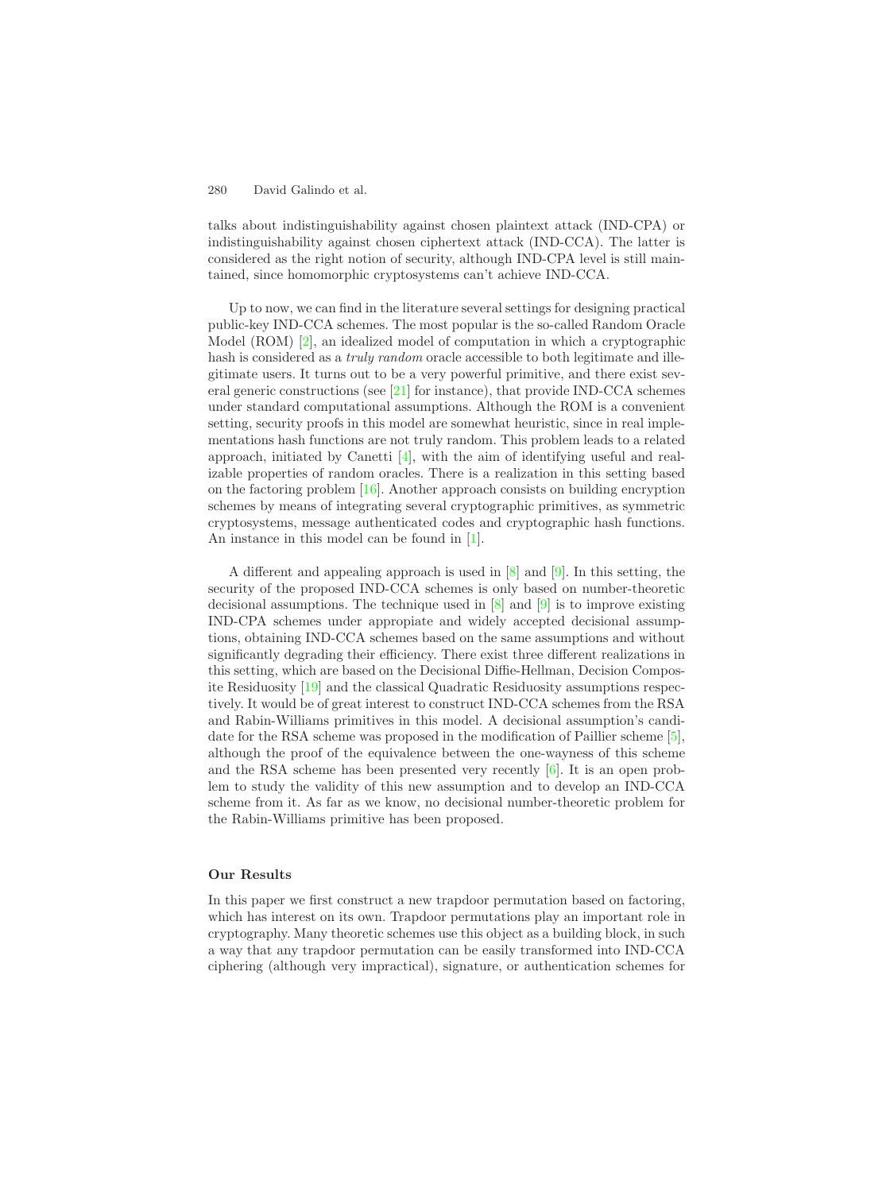talks about indistinguishability against chosen plaintext attack (IND-CPA) or indistinguishability against chosen ciphertext attack (IND-CCA). The latter is considered as the right notion of security, although IND-CPA level is still maintained, since homomorphic cryptosystems can't achieve IND-CCA.

Up to now, we can find in the literature several settings for designing practical public-key IND-CCA schemes. The most popular is the so-called Random Oracle Model (ROM) [2], an idealized model of computation in which a cryptographic hash is considered as a *truly random* oracle accessible to both legitimate and illegitimate users. It turns out to be a very powerful primitive, and there exist several generic constructions (see [21] for instance), that provide IND-CCA schemes under standard computational assumptions. Although the ROM is a convenient setting, security proofs in this model are somewhat heuristic, since in real implementations hash functions are not truly random. This problem leads to a related approach, initiated by Canetti [4], with the aim of identifying useful and realizable properties of random oracles. There is a realization in this setting based on the factoring problem [16]. Another approach consists on building encryption schemes by means of integrating several cryptographic primitives, as symmetric cryptosystems, message authenticated codes and cryptographic hash functions. An instance in this model can be found in [1].

A different and appealing approach is used in [8] and [9]. In this setting, the security of the proposed IND-CCA schemes is only based on number-theoretic decisional assumptions. The technique used in [8] and [9] is to improve existing IND-CPA schemes under appropiate and widely accepted decisional assumptions, obtaining IND-CCA schemes based on the same assumptions and without significantly degrading their efficiency. There exist three different realizations in this setting, which are based on the Decisional Diffie-Hellman, Decision Composite Residuosity [19] and the classical Quadratic Residuosity assumptions respectively. It would be of great interest to construct IND-CCA schemes from the RSA and Rabin-Williams primitives in this model. A decisional assumption's candidate for the RSA scheme was proposed in the modification of Paillier scheme [5], although the proof of the equivalence between the one-wayness of this scheme and the RSA scheme has been presented very recently [6]. It is an open problem to study the validity of this new assumption and to develop an IND-CCA scheme from it. As far as we know, no decisional number-theoretic problem for the Rabin-Williams primitive has been proposed.

### Our Results

In this paper we first construct a new trapdoor permutation based on factoring, which has interest on its own. Trapdoor permutations play an important role in cryptography. Many theoretic schemes use this object as a building block, in such a way that any trapdoor permutation can be easily transformed into IND-CCA ciphering (although very impractical), signature, or authentication schemes for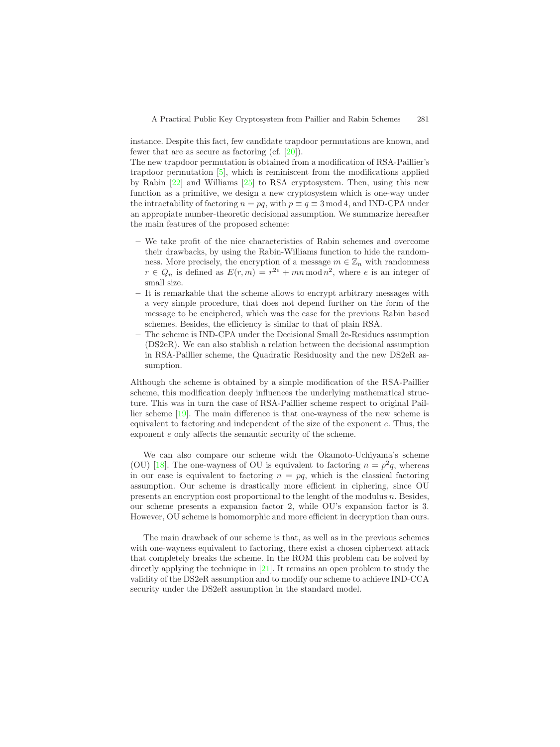instance. Despite this fact, few candidate trapdoor permutations are known, and fewer that are as secure as factoring (cf. [20]).

The new trapdoor permutation is obtained from a modification of RSA-Paillier's trapdoor permutation [5], which is reminiscent from the modifications applied by Rabin [22] and Williams [25] to RSA cryptosystem. Then, using this new function as a primitive, we design a new cryptosystem which is one-way under the intractability of factoring $n = pq$, with $p \equiv q \equiv 3 \bmod 4$, and IND-CPA under an appropiate number-theoretic decisional assumption. We summarize hereafter the main features of the proposed scheme:

- We take profit of the nice characteristics of Rabin schemes and overcome their drawbacks, by using the Rabin-Williams function to hide the randomness. More precisely, the encryption of a message $m \in \mathbb{Z}_n$ with randomness $r \in Q_n$ is defined as $E(r, m) = r^{2e} + mn \bmod n^2$, where $e$ is an integer of small size.
- It is remarkable that the scheme allows to encrypt arbitrary messages with a very simple procedure, that does not depend further on the form of the message to be enciphered, which was the case for the previous Rabin based schemes. Besides, the efficiency is similar to that of plain RSA.
- The scheme is IND-CPA under the Decisional Small 2e-Residues assumption (DS2eR). We can also stablish a relation between the decisional assumption in RSA-Paillier scheme, the Quadratic Residuosity and the new DS2eR assumption.

Although the scheme is obtained by a simple modification of the RSA-Paillier scheme, this modification deeply influences the underlying mathematical structure. This was in turn the case of RSA-Paillier scheme respect to original Paillier scheme [19]. The main difference is that one-wayness of the new scheme is equivalent to factoring and independent of the size of the exponent $e$. Thus, the exponent $e$ only affects the semantic security of the scheme.

We can also compare our scheme with the Okamoto-Uchiyama's scheme (OU) [18]. The one-wayness of OU is equivalent to factoring $n = p^2 q$, whereas in our case is equivalent to factoring $n = pq$, which is the classical factoring assumption. Our scheme is drastically more efficient in ciphering, since OU presents an encryption cost proportional to the lenght of the modulus $n$. Besides, our scheme presents a expansion factor 2, while OU's expansion factor is 3. However, OU scheme is homomorphic and more efficient in decryption than ours.

The main drawback of our scheme is that, as well as in the previous schemes with one-wayness equivalent to factoring, there exist a chosen ciphertext attack that completely breaks the scheme. In the ROM this problem can be solved by directly applying the technique in [21]. It remains an open problem to study the validity of the DS2eR assumption and to modify our scheme to achieve IND-CCA security under the DS2eR assumption in the standard model.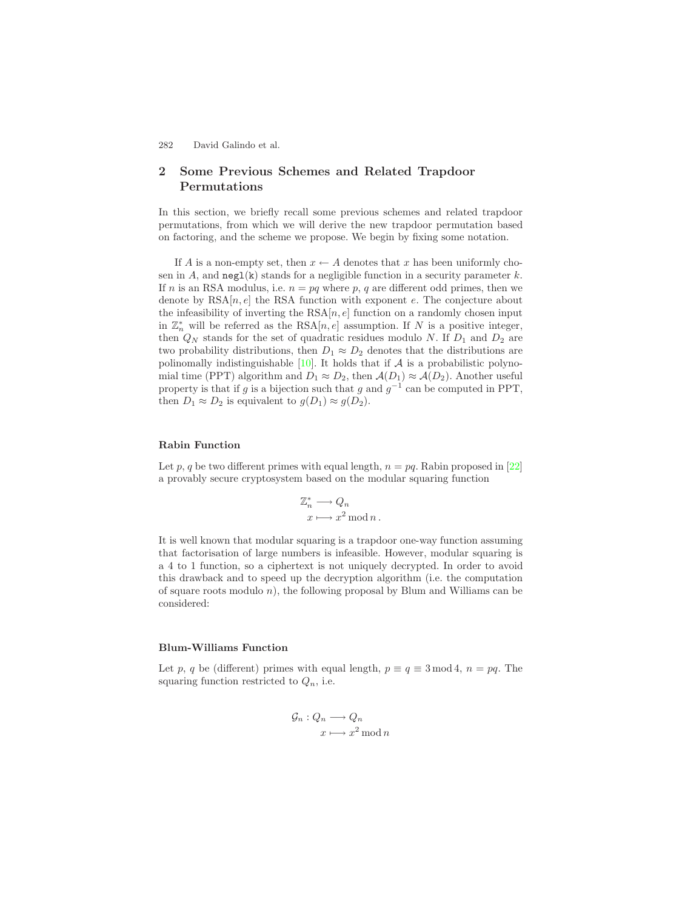## 2 Some Previous Schemes and Related Trapdoor Permutations

In this section, we briefly recall some previous schemes and related trapdoor permutations, from which we will derive the new trapdoor permutation based on factoring, and the scheme we propose. We begin by fixing some notation.

If $A$ is a non-empty set, then $x \leftarrow A$ denotes that $x$ has been uniformly chosen in $A$, and $\mathtt{negl(k)}$ stands for a negligible function in a security parameter $k$. If $n$ is an RSA modulus, i.e. $n = pq$ where $p$, $q$ are different odd primes, then we denote by $\mathrm{RSA}[n, e]$ the RSA function with exponent $e$. The conjecture about the infeasibility of inverting the $\mathrm{RSA}[n, e]$ function on a randomly chosen input in $\mathbb{Z}_n^*$ will be referred as the $\mathrm{RSA}[n, e]$ assumption. If $N$ is a positive integer, then $Q_N$ stands for the set of quadratic residues modulo $N$. If $D_1$ and $D_2$ are two probability distributions, then $D_1 \approx D_2$ denotes that the distributions are polinomally indistinguishable [10]. It holds that if $\mathcal{A}$ is a probabilistic polynomial time (PPT) algorithm and $D_1 \approx D_2$, then $\mathcal{A}(D_1) \approx \mathcal{A}(D_2)$. Another useful property is that if $g$ is a bijection such that $g$ and $g^{-1}$ can be computed in PPT, then $D_1 \approx D_2$ is equivalent to $g(D_1) \approx g(D_2)$.

### Rabin Function

Let $p, q$ be two different primes with equal length, $n = pq$. Rabin proposed in [22] a provably secure cryptosystem based on the modular squaring function

$$
\begin{aligned}
\mathbb{Z}_n^* &\longrightarrow Q_n \\
x &\longmapsto x^2 \bmod n\,.
\end{aligned}
$$

It is well known that modular squaring is a trapdoor one-way function assuming that factorisation of large numbers is infeasible. However, modular squaring is a 4 to 1 function, so a ciphertext is not uniquely decrypted. In order to avoid this drawback and to speed up the decryption algorithm (i.e. the computation of square roots modulo $n$), the following proposal by Blum and Williams can be considered:

### Blum-Williams Function

Let $p$, $q$ be (different) primes with equal length, $p \equiv q \equiv 3 \bmod 4$, $n = pq$. The squaring function restricted to $Q_n$, i.e.

$$
\begin{aligned}
\mathcal{G}_n : Q_n &\longrightarrow Q_n \\
x &\longmapsto x^2 \bmod n
\end{aligned}
$$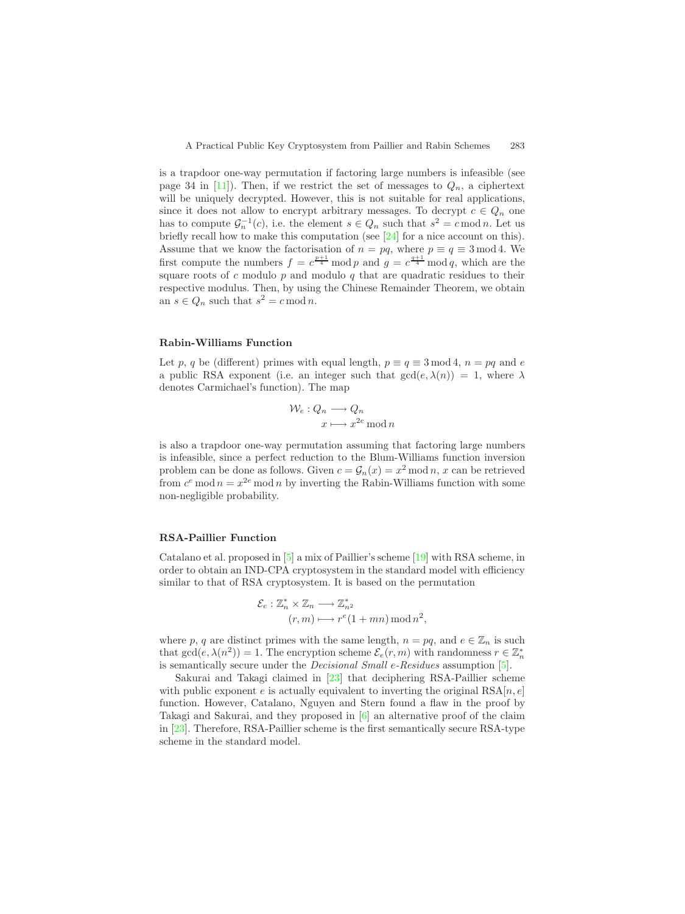is a trapdoor one-way permutation if factoring large numbers is infeasible (see page 34 in [11]). Then, if we restrict the set of messages to $Q_n$, a ciphertext will be uniquely decrypted. However, this is not suitable for real applications, since it does not allow to encrypt arbitrary messages. To decrypt $c \in Q_n$ one has to compute $\mathcal{G}_n^{-1}(c)$, i.e. the element $s \in Q_n$ such that $s^2 = c \bmod n$. Let us briefly recall how to make this computation (see [24] for a nice account on this). Assume that we know the factorisation of $n = pq$, where $p \equiv q \equiv 3 \bmod 4$. We first compute the numbers $f = c^{\frac{p+1}{4}} \bmod p$ and $g = c^{\frac{q+1}{4}} \bmod q$, which are the square roots of $c$ modulo $p$ and modulo $q$ that are quadratic residues to their respective modulus. Then, by using the Chinese Remainder Theorem, we obtain an $s \in Q_n$ such that $s^2 = c \bmod n$.

### Rabin-Williams Function

Let $p$, $q$ be (different) primes with equal length, $p \equiv q \equiv 3 \bmod 4$, $n = pq$ and $e$ a public RSA exponent (i.e. an integer such that $\gcd(e, \lambda(n)) = 1$, where $\lambda$ denotes Carmichael's function). The map

$$\begin{aligned} \mathcal{W}_e : Q_n &\longrightarrow Q_n \\ x &\longmapsto x^{2e} \bmod n \end{aligned}$$

is also a trapdoor one-way permutation assuming that factoring large numbers is infeasible, since a perfect reduction to the Blum-Williams function inversion problem can be done as follows. Given $c = \mathcal{G}_n(x) = x^2 \bmod n$, $x$ can be retrieved from $c^e \bmod n = x^{2e} \bmod n$ by inverting the Rabin-Williams function with some non-negligible probability.

### RSA-Paillier Function

Catalano et al. proposed in [5] a mix of Paillier's scheme [19] with RSA scheme, in order to obtain an IND-CPA cryptosystem in the standard model with efficiency similar to that of RSA cryptosystem. It is based on the permutation

$$\begin{aligned} \mathcal{E}_e : \mathbb{Z}_n^* \times \mathbb{Z}_n &\longrightarrow \mathbb{Z}_{n^2}^* \\ (r, m) &\longmapsto r^e(1 + mn) \bmod n^2, \end{aligned}$$

where $p$, $q$ are distinct primes with the same length, $n = pq$, and $e \in \mathbb{Z}_n$ is such that $\gcd(e, \lambda(n^2)) = 1$. The encryption scheme $\mathcal{E}_e(r, m)$ with randomness $r \in \mathbb{Z}_n^*$ is semantically secure under the *Decisional Small e-Residues* assumption [5].

Sakurai and Takagi claimed in [23] that deciphering RSA-Paillier scheme with public exponent $e$ is actually equivalent to inverting the original RSA$[n, e]$ function. However, Catalano, Nguyen and Stern found a flaw in the proof by Takagi and Sakurai, and they proposed in [6] an alternative proof of the claim in [23]. Therefore, RSA-Paillier scheme is the first semantically secure RSA-type scheme in the standard model.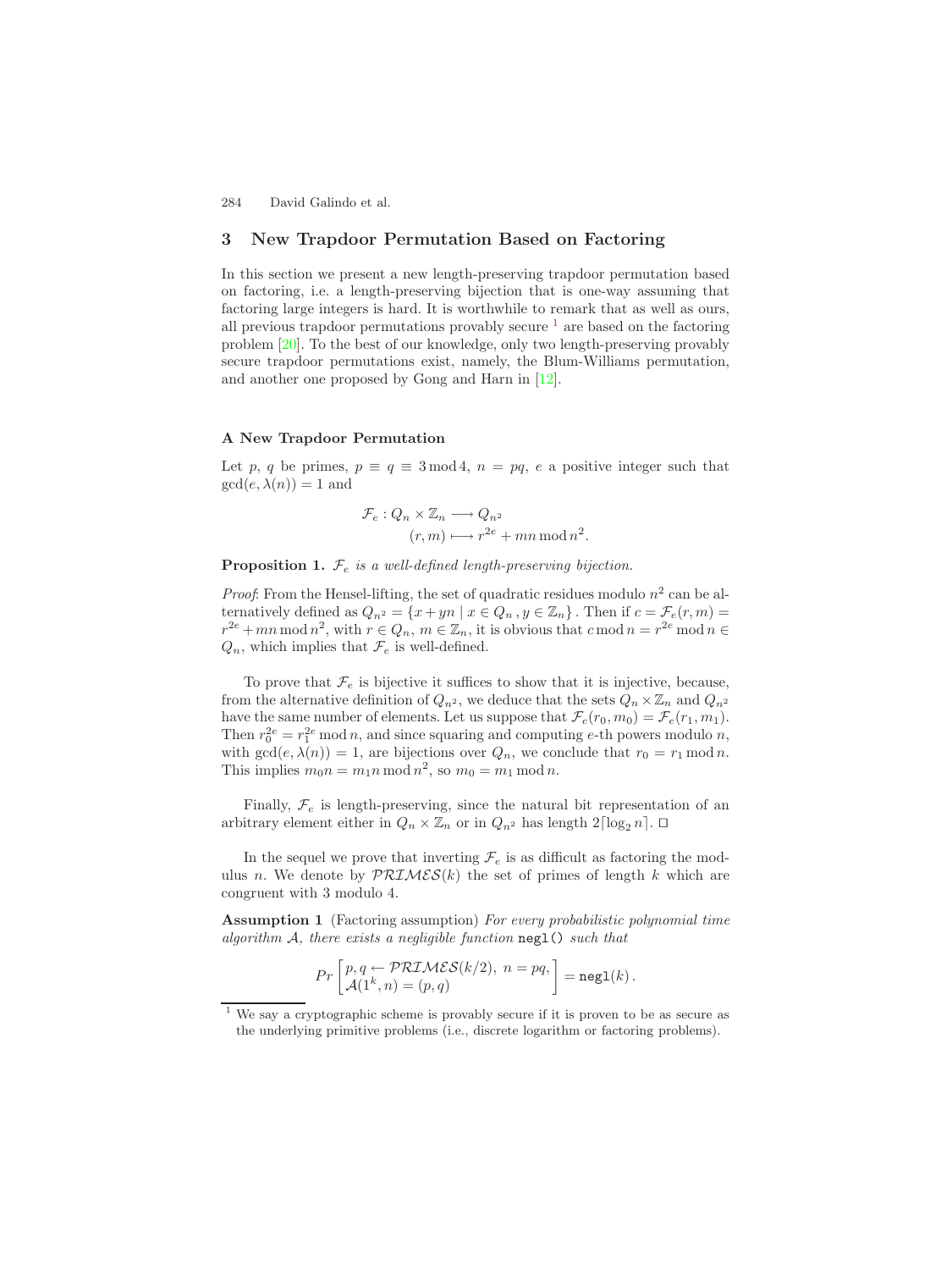## 3 New Trapdoor Permutation Based on Factoring

In this section we present a new length-preserving trapdoor permutation based on factoring, i.e. a length-preserving bijection that is one-way assuming that factoring large integers is hard. It is worthwhile to remark that as well as ours, all previous trapdoor permutations provably secure [1] are based on the factoring problem [20]. To the best of our knowledge, only two length-preserving provably secure trapdoor permutations exist, namely, the Blum-Williams permutation, and another one proposed by Gong and Harn in [12].

### A New Trapdoor Permutation

Let $p$, $q$ be primes, $p \equiv q \equiv 3 \bmod 4$, $n = pq$, $e$ a positive integer such that $\gcd(e, \lambda(n)) = 1$ and

$$\begin{aligned} \mathcal{F}_e : Q_n \times \mathbb{Z}_n &\longrightarrow Q_{n^2} \\ (r, m) &\longmapsto r^{2e} + mn \bmod n^2. \end{aligned}$$

**Proposition 1.** *$\mathcal{F}_e$ is a well-defined length-preserving bijection.*

*Proof*: From the Hensel-lifting, the set of quadratic residues modulo $n^2$ can be alternatively defined as $Q_{n^2} = \{x + yn \mid x \in Q_n, y \in \mathbb{Z}_n\}$. Then if $c = \mathcal{F}_e(r, m) = r^{2e} + mn \bmod n^2$, with $r \in Q_n$, $m \in \mathbb{Z}_n$, it is obvious that $c \bmod n = r^{2e} \bmod n \in Q_n$, which implies that $\mathcal{F}_e$ is well-defined.

To prove that $\mathcal{F}_e$ is bijective it suffices to show that it is injective, because, from the alternative definition of $Q_{n^2}$, we deduce that the sets $Q_n \times \mathbb{Z}_n$ and $Q_{n^2}$ have the same number of elements. Let us suppose that $\mathcal{F}_e(r_0, m_0) = \mathcal{F}_e(r_1, m_1)$. Then $r_0^{2e} = r_1^{2e} \bmod n$, and since squaring and computing $e$-th powers modulo $n$, with $\gcd(e, \lambda(n)) = 1$, are bijections over $Q_n$, we conclude that $r_0 = r_1 \bmod n$. This implies $m_0 n = m_1 n \bmod n^2$, so $m_0 = m_1 \bmod n$.

Finally, $\mathcal{F}_e$ is length-preserving, since the natural bit representation of an arbitrary element either in $Q_n \times \mathbb{Z}_n$ or in $Q_{n^2}$ has length $2\lceil \log_2 n \rceil$. □

In the sequel we prove that inverting $\mathcal{F}_e$ is as difficult as factoring the modulus $n$. We denote by $\mathcal{PRIMES}(k)$ the set of primes of length $k$ which are congruent with 3 modulo 4.

**Assumption 1** (Factoring assumption) *For every probabilistic polynomial time algorithm $\mathcal{A}$, there exists a negligible function* `negl()` *such that*

$$Pr\begin{bmatrix} p, q \leftarrow \mathcal{PRIMES}(k/2),\ n = pq, \\ \mathcal{A}(1^k, n) = (p, q) \end{bmatrix} = \texttt{negl}(k).$$

[1] We say a cryptographic scheme is provably secure if it is proven to be as secure as the underlying primitive problems (i.e., discrete logarithm or factoring problems).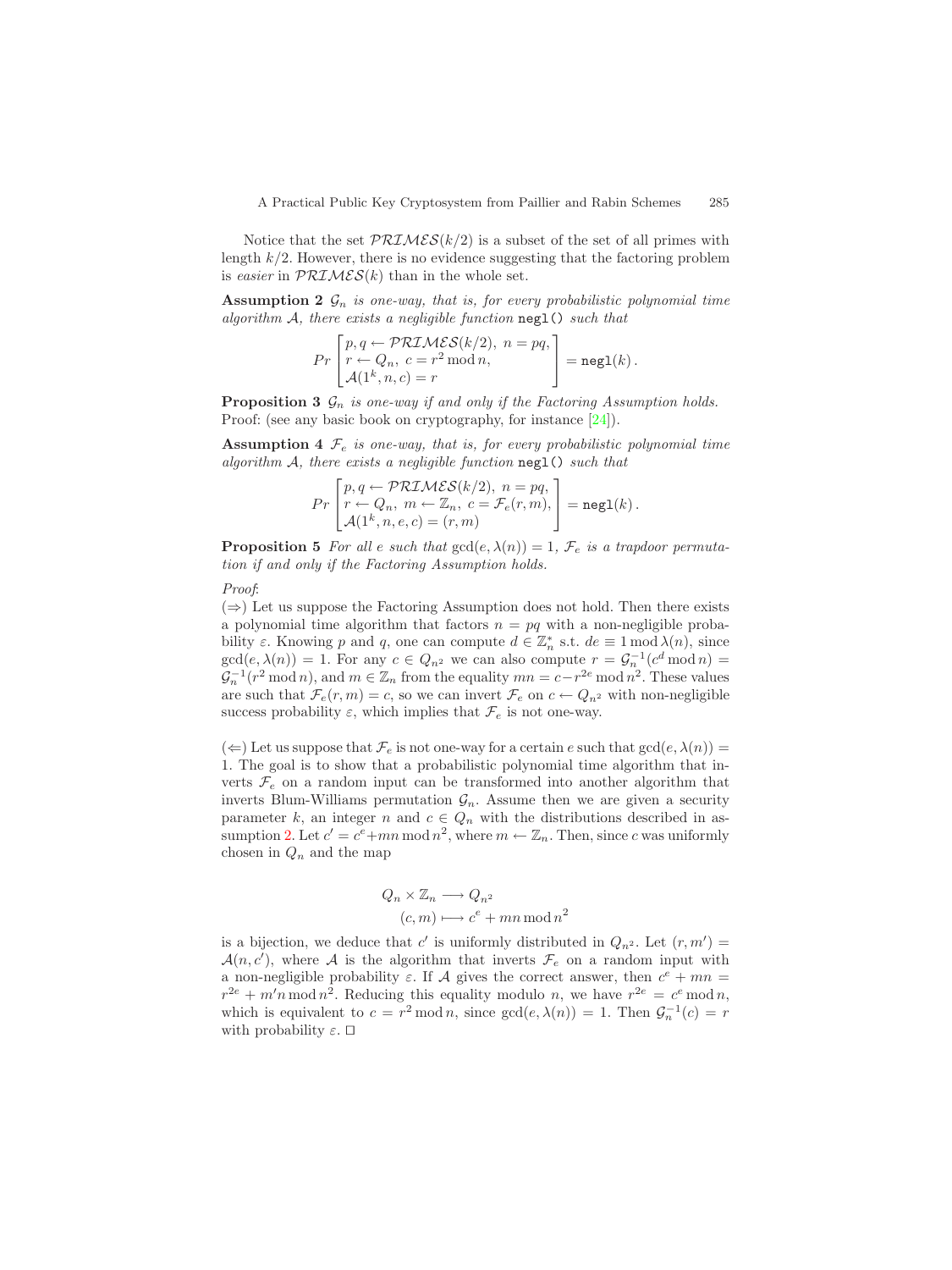Notice that the set $\mathcal{PRIMES}(k/2)$ is a subset of the set of all primes with length $k/2$. However, there is no evidence suggesting that the factoring problem is *easier* in $\mathcal{PRIMES}(k)$ than in the whole set.

**Assumption 2** *$\mathcal{G}_n$ is one-way, that is, for every probabilistic polynomial time algorithm $\mathcal{A}$, there exists a negligible function* `negl()` *such that*

$$Pr\begin{bmatrix} p, q \leftarrow \mathcal{PRIMES}(k/2),\ n = pq, \\ r \leftarrow Q_n,\ c = r^2 \bmod n, \\ \mathcal{A}(1^k, n, c) = r \end{bmatrix} = \texttt{negl}(k)\,.$$

**Proposition 3** *$\mathcal{G}_n$ is one-way if and only if the Factoring Assumption holds.*
Proof: (see any basic book on cryptography, for instance [24]).

**Assumption 4** *$\mathcal{F}_e$ is one-way, that is, for every probabilistic polynomial time algorithm $\mathcal{A}$, there exists a negligible function* `negl()` *such that*

$$Pr\begin{bmatrix} p, q \leftarrow \mathcal{PRIMES}(k/2),\ n = pq, \\ r \leftarrow Q_n,\ m \leftarrow \mathbb{Z}_n,\ c = \mathcal{F}_e(r, m), \\ \mathcal{A}(1^k, n, e, c) = (r, m) \end{bmatrix} = \texttt{negl}(k)\,.$$

**Proposition 5** *For all $e$ such that $\gcd(e, \lambda(n)) = 1$, $\mathcal{F}_e$ is a trapdoor permutation if and only if the Factoring Assumption holds.*

*Proof*:
($\Rightarrow$) Let us suppose the Factoring Assumption does not hold. Then there exists a polynomial time algorithm that factors $n = pq$ with a non-negligible probability $\varepsilon$. Knowing $p$ and $q$, one can compute $d \in \mathbb{Z}_n^*$ s.t. $de \equiv 1 \bmod \lambda(n)$, since $\gcd(e, \lambda(n)) = 1$. For any $c \in Q_{n^2}$ we can also compute $r = \mathcal{G}_n^{-1}(c^d \bmod n) = \mathcal{G}_n^{-1}(r^2 \bmod n)$, and $m \in \mathbb{Z}_n$ from the equality $mn = c - r^{2e} \bmod n^2$. These values are such that $\mathcal{F}_e(r, m) = c$, so we can invert $\mathcal{F}_e$ on $c \leftarrow Q_{n^2}$ with non-negligible success probability $\varepsilon$, which implies that $\mathcal{F}_e$ is not one-way.

($\Leftarrow$) Let us suppose that $\mathcal{F}_e$ is not one-way for a certain $e$ such that $\gcd(e, \lambda(n)) = 1$. The goal is to show that a probabilistic polynomial time algorithm that inverts $\mathcal{F}_e$ on a random input can be transformed into another algorithm that inverts Blum-Williams permutation $\mathcal{G}_n$. Assume then we are given a security parameter $k$, an integer $n$ and $c \in Q_n$ with the distributions described in assumption 2. Let $c' = c^e + mn \bmod n^2$, where $m \leftarrow \mathbb{Z}_n$. Then, since $c$ was uniformly chosen in $Q_n$ and the map

$$\begin{aligned} Q_n \times \mathbb{Z}_n &\longrightarrow Q_{n^2} \\ (c, m) &\longmapsto c^e + mn \bmod n^2 \end{aligned}$$

is a bijection, we deduce that $c'$ is uniformly distributed in $Q_{n^2}$. Let $(r, m') = \mathcal{A}(n, c')$, where $\mathcal{A}$ is the algorithm that inverts $\mathcal{F}_e$ on a random input with a non-negligible probability $\varepsilon$. If $\mathcal{A}$ gives the correct answer, then $c^e + mn = r^{2e} + m'n \bmod n^2$. Reducing this equality modulo $n$, we have $r^{2e} = c^e \bmod n$, which is equivalent to $c = r^2 \bmod n$, since $\gcd(e, \lambda(n)) = 1$. Then $\mathcal{G}_n^{-1}(c) = r$ with probability $\varepsilon$. $\square$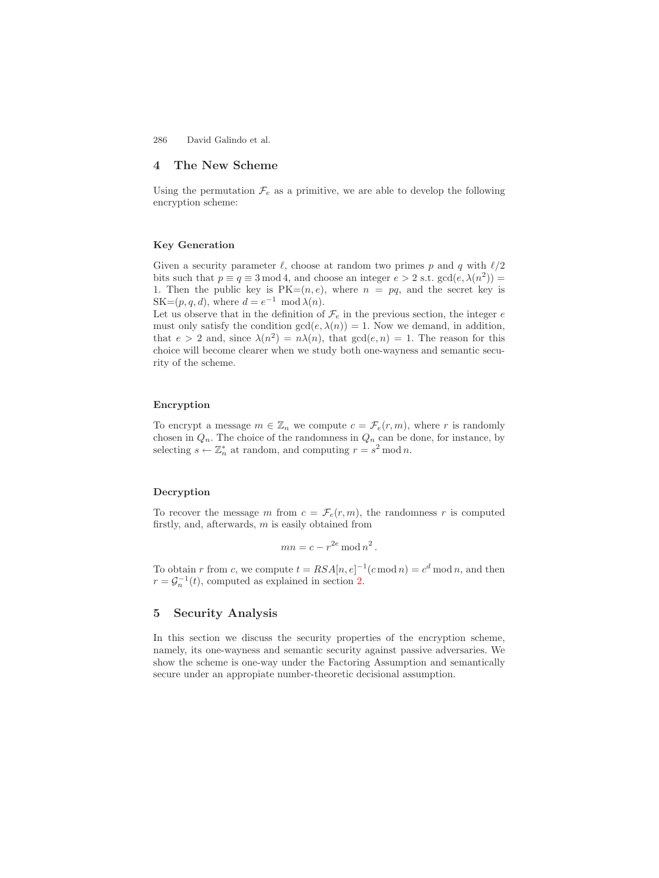## 4 The New Scheme

Using the permutation $\mathcal{F}_e$ as a primitive, we are able to develop the following encryption scheme:

#### Key Generation

Given a security parameter $\ell$, choose at random two primes $p$ and $q$ with $\ell/2$ bits such that $p \equiv q \equiv 3 \bmod 4$, and choose an integer $e > 2$ s.t. $\gcd(e, \lambda(n^2)) = 1$. Then the public key is PK=$(n, e)$, where $n = pq$, and the secret key is SK=$(p, q, d)$, where $d = e^{-1} \mod \lambda(n)$.

Let us observe that in the definition of $\mathcal{F}_e$ in the previous section, the integer $e$ must only satisfy the condition $\gcd(e, \lambda(n)) = 1$. Now we demand, in addition, that $e > 2$ and, since $\lambda(n^2) = n\lambda(n)$, that $\gcd(e, n) = 1$. The reason for this choice will become clearer when we study both one-wayness and semantic security of the scheme.

#### Encryption

To encrypt a message $m \in \mathbb{Z}_n$ we compute $c = \mathcal{F}_e(r, m)$, where $r$ is randomly chosen in $Q_n$. The choice of the randomness in $Q_n$ can be done, for instance, by selecting $s \leftarrow \mathbb{Z}_n^*$ at random, and computing $r = s^2 \bmod n$.

#### Decryption

To recover the message $m$ from $c = \mathcal{F}_e(r, m)$, the randomness $r$ is computed firstly, and, afterwards, $m$ is easily obtained from

$$mn = c - r^{2e} \bmod n^2 .$$

To obtain $r$ from $c$, we compute $t = RSA[n, e]^{-1}(c \bmod n) = c^d \bmod n$, and then $r = \mathcal{G}_n^{-1}(t)$, computed as explained in section 2.

## 5 Security Analysis

In this section we discuss the security properties of the encryption scheme, namely, its one-wayness and semantic security against passive adversaries. We show the scheme is one-way under the Factoring Assumption and semantically secure under an appropiate number-theoretic decisional assumption.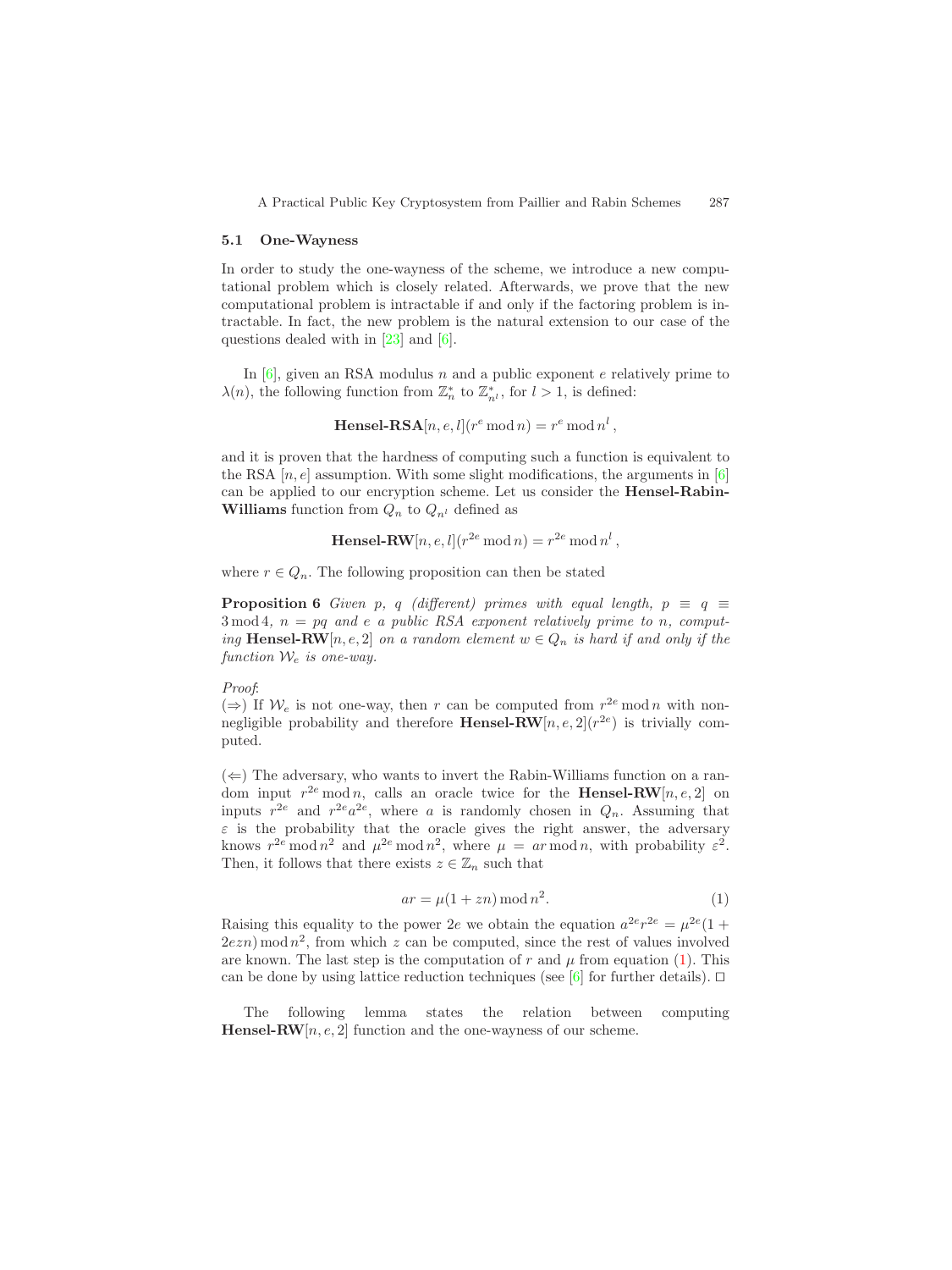### 5.1 One-Wayness

In order to study the one-wayness of the scheme, we introduce a new computational problem which is closely related. Afterwards, we prove that the new computational problem is intractable if and only if the factoring problem is intractable. In fact, the new problem is the natural extension to our case of the questions dealed with in [23] and [6].

In [6], given an RSA modulus $n$ and a public exponent $e$ relatively prime to $\lambda(n)$, the following function from $\mathbb{Z}_n^*$ to $\mathbb{Z}_{n^l}^*$, for $l > 1$, is defined:

$$\textbf{Hensel-RSA}[n, e, l](r^e \bmod n) = r^e \bmod n^l \,,$$

and it is proven that the hardness of computing such a function is equivalent to the RSA $[n, e]$ assumption. With some slight modifications, the arguments in [6] can be applied to our encryption scheme. Let us consider the **Hensel-Rabin-Williams** function from $Q_n$ to $Q_{n^l}$ defined as

$$\textbf{Hensel-RW}[n, e, l](r^{2e} \bmod n) = r^{2e} \bmod n^l \,,$$

where $r \in Q_n$. The following proposition can then be stated

**Proposition 6** *Given $p$, $q$ (different) primes with equal length, $p \equiv q \equiv 3 \bmod 4$, $n = pq$ and $e$ a public RSA exponent relatively prime to $n$, computing* **Hensel-RW**$[n, e, 2]$ *on a random element $w \in Q_n$ is hard if and only if the function $\mathcal{W}_e$ is one-way.*

*Proof*:
($\Rightarrow$) If $\mathcal{W}_e$ is not one-way, then $r$ can be computed from $r^{2e} \bmod n$ with non-negligible probability and therefore **Hensel-RW**$[n, e, 2](r^{2e})$ is trivially computed.

($\Leftarrow$) The adversary, who wants to invert the Rabin-Williams function on a random input $r^{2e} \bmod n$, calls an oracle twice for the **Hensel-RW**$[n, e, 2]$ on inputs $r^{2e}$ and $r^{2e}a^{2e}$, where $a$ is randomly chosen in $Q_n$. Assuming that $\varepsilon$ is the probability that the oracle gives the right answer, the adversary knows $r^{2e} \bmod n^2$ and $\mu^{2e} \bmod n^2$, where $\mu = ar \bmod n$, with probability $\varepsilon^2$. Then, it follows that there exists $z \in \mathbb{Z}_n$ such that

$$ar = \mu(1 + zn) \bmod n^2. \tag{1}$$

Raising this equality to the power $2e$ we obtain the equation $a^{2e}r^{2e} = \mu^{2e}(1 + 2ezn) \bmod n^2$, from which $z$ can be computed, since the rest of values involved are known. The last step is the computation of $r$ and $\mu$ from equation (1). This can be done by using lattice reduction techniques (see [6] for further details). □

The following lemma states the relation between computing **Hensel-RW**$[n, e, 2]$ function and the one-wayness of our scheme.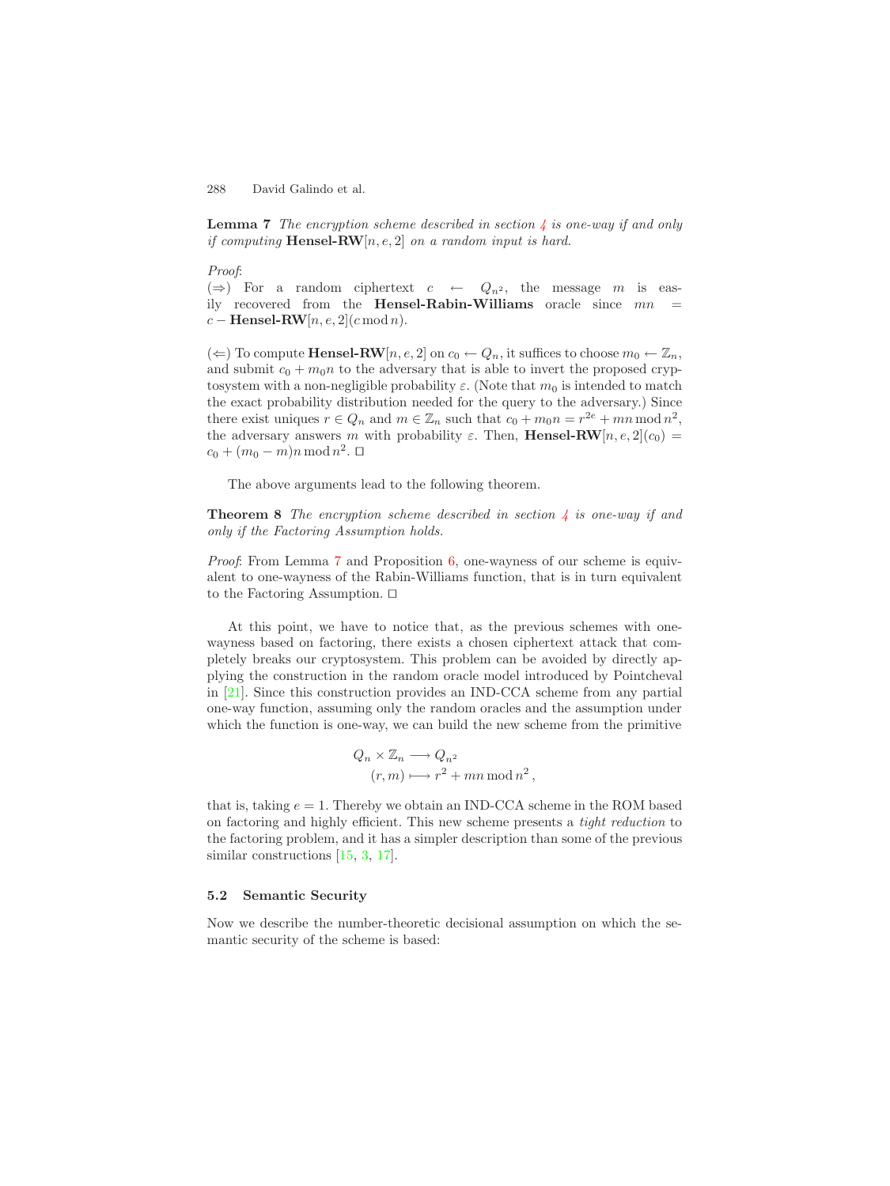**Lemma 7** *The encryption scheme described in section 4 is one-way if and only if computing* **Hensel-RW**$[n, e, 2]$ *on a random input is hard.*

*Proof*:
($\Rightarrow$) For a random ciphertext $c \leftarrow Q_{n^2}$, the message $m$ is easily recovered from the **Hensel-Rabin-Williams** oracle since $mn = c - \textbf{Hensel-RW}[n, e, 2](c \bmod n)$.

($\Leftarrow$) To compute **Hensel-RW**$[n, e, 2]$ on $c_0 \leftarrow Q_n$, it suffices to choose $m_0 \leftarrow \mathbb{Z}_n$, and submit $c_0 + m_0 n$ to the adversary that is able to invert the proposed cryptosystem with a non-negligible probability $\varepsilon$. (Note that $m_0$ is intended to match the exact probability distribution needed for the query to the adversary.) Since there exist uniques $r \in Q_n$ and $m \in \mathbb{Z}_n$ such that $c_0 + m_0 n = r^{2e} + mn \bmod n^2$, the adversary answers $m$ with probability $\varepsilon$. Then, $\textbf{Hensel-RW}[n, e, 2](c_0) = c_0 + (m_0 - m)n \bmod n^2$. □

The above arguments lead to the following theorem.

**Theorem 8** *The encryption scheme described in section 4 is one-way if and only if the Factoring Assumption holds.*

*Proof*: From Lemma 7 and Proposition 6, one-wayness of our scheme is equivalent to one-wayness of the Rabin-Williams function, that is in turn equivalent to the Factoring Assumption. □

At this point, we have to notice that, as the previous schemes with one-wayness based on factoring, there exists a chosen ciphertext attack that completely breaks our cryptosystem. This problem can be avoided by directly applying the construction in the random oracle model introduced by Pointcheval in [21]. Since this construction provides an IND-CCA scheme from any partial one-way function, assuming only the random oracles and the assumption under which the function is one-way, we can build the new scheme from the primitive

$$\begin{aligned} Q_n \times \mathbb{Z}_n &\longrightarrow Q_{n^2} \\ (r, m) &\longmapsto r^2 + mn \bmod n^2 , \end{aligned}$$

that is, taking $e = 1$. Thereby we obtain an IND-CCA scheme in the ROM based on factoring and highly efficient. This new scheme presents a *tight reduction* to the factoring problem, and it has a simpler description than some of the previous similar constructions [15, 3, 17].

### 5.2 Semantic Security

Now we describe the number-theoretic decisional assumption on which the semantic security of the scheme is based: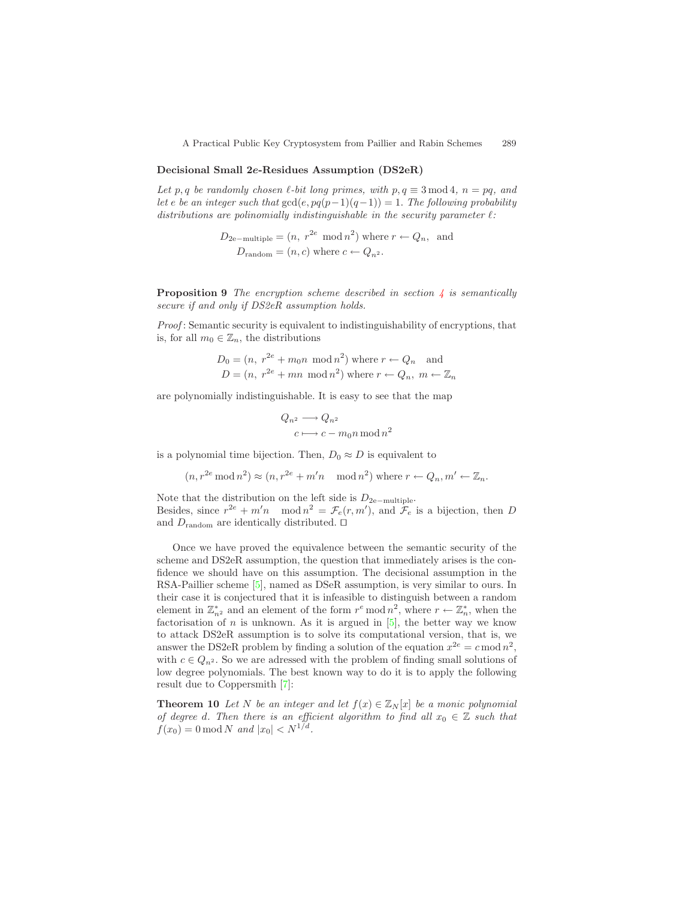**Decisional Small 2$e$-Residues Assumption (DS2eR)**

*Let $p, q$ be randomly chosen $\ell$-bit long primes, with $p, q \equiv 3 \bmod 4$, $n = pq$, and let $e$ be an integer such that $\gcd(e, pq(p-1)(q-1)) = 1$. The following probability distributions are polinomially indistinguishable in the security parameter $\ell$:*

$$D_{\text{2e-multiple}} = (n,\ r^{2e} \mod n^2) \text{ where } r \leftarrow Q_n, \text{ and}$$
$$D_{\text{random}} = (n, c) \text{ where } c \leftarrow Q_{n^2}.$$

**Proposition 9** *The encryption scheme described in section 4 is semantically secure if and only if DS2eR assumption holds.*

*Proof*: Semantic security is equivalent to indistinguishability of encryptions, that is, for all $m_0 \in \mathbb{Z}_n$, the distributions

$$D_0 = (n,\ r^{2e} + m_0 n \mod n^2) \text{ where } r \leftarrow Q_n \quad \text{and}$$
$$D = (n,\ r^{2e} + mn \mod n^2) \text{ where } r \leftarrow Q_n,\ m \leftarrow \mathbb{Z}_n$$

are polynomially indistinguishable. It is easy to see that the map

$$Q_{n^2} \longrightarrow Q_{n^2}$$
$$c \longmapsto c - m_0 n \bmod n^2$$

is a polynomial time bijection. Then, $D_0 \approx D$ is equivalent to

$$(n, r^{2e} \bmod n^2) \approx (n, r^{2e} + m'n \mod n^2) \text{ where } r \leftarrow Q_n, m' \leftarrow \mathbb{Z}_n.$$

Note that the distribution on the left side is $D_{\text{2e-multiple}}$.
Besides, since $r^{2e} + m'n \mod n^2 = \mathcal{F}_e(r, m')$, and $\mathcal{F}_e$ is a bijection, then $D$ and $D_{\text{random}}$ are identically distributed. □

Once we have proved the equivalence between the semantic security of the scheme and DS2eR assumption, the question that immediately arises is the confidence we should have on this assumption. The decisional assumption in the RSA-Paillier scheme [5], named as DSeR assumption, is very similar to ours. In their case it is conjectured that it is infeasible to distinguish between a random element in $\mathbb{Z}^*_{n^2}$ and an element of the form $r^e \bmod n^2$, where $r \leftarrow \mathbb{Z}^*_n$, when the factorisation of $n$ is unknown. As it is argued in [5], the better way we know to attack DS2eR assumption is to solve its computational version, that is, we answer the DS2eR problem by finding a solution of the equation $x^{2e} = c \bmod n^2$, with $c \in Q_{n^2}$. So we are adressed with the problem of finding small solutions of low degree polynomials. The best known way to do it is to apply the following result due to Coppersmith [7]:

**Theorem 10** *Let $N$ be an integer and let $f(x) \in \mathbb{Z}_N[x]$ be a monic polynomial of degree $d$. Then there is an efficient algorithm to find all $x_0 \in \mathbb{Z}$ such that $f(x_0) = 0 \bmod N$ and $|x_0| < N^{1/d}$.*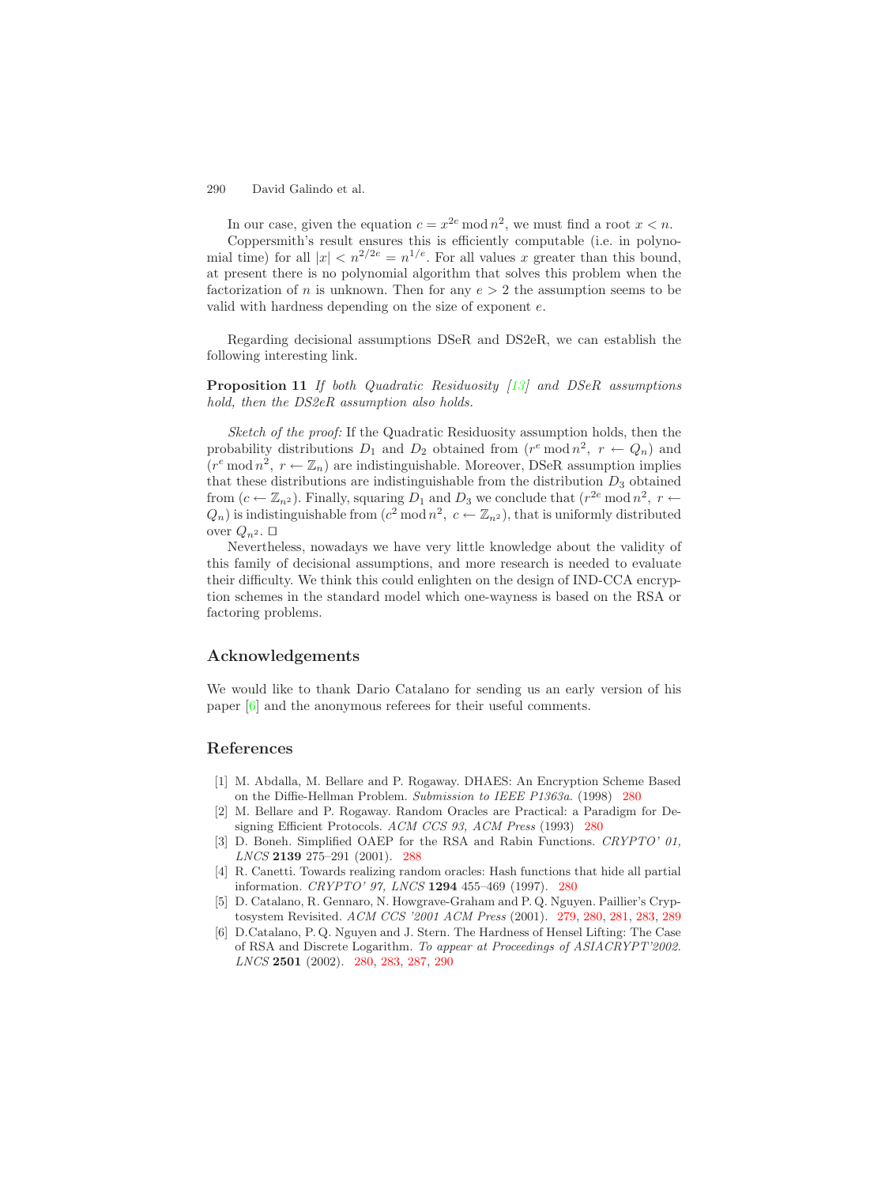In our case, given the equation $c = x^{2e} \bmod n^2$, we must find a root $x < n$.

Coppersmith's result ensures this is efficiently computable (i.e. in polynomial time) for all $|x| < n^{2/2e} = n^{1/e}$. For all values $x$ greater than this bound, at present there is no polynomial algorithm that solves this problem when the factorization of $n$ is unknown. Then for any $e > 2$ the assumption seems to be valid with hardness depending on the size of exponent $e$.

Regarding decisional assumptions DSeR and DS2eR, we can establish the following interesting link.

**Proposition 11** *If both Quadratic Residuosity [13] and DSeR assumptions hold, then the DS2eR assumption also holds.*

*Sketch of the proof:* If the Quadratic Residuosity assumption holds, then the probability distributions $D_1$ and $D_2$ obtained from $(r^e \bmod n^2,\ r \leftarrow Q_n)$ and $(r^e \bmod n^2,\ r \leftarrow \mathbb{Z}_n)$ are indistinguishable. Moreover, DSeR assumption implies that these distributions are indistinguishable from the distribution $D_3$ obtained from $(c \leftarrow \mathbb{Z}_{n^2})$. Finally, squaring $D_1$ and $D_3$ we conclude that $(r^{2e} \bmod n^2,\ r \leftarrow Q_n)$ is indistinguishable from $(c^2 \bmod n^2,\ c \leftarrow \mathbb{Z}_{n^2})$, that is uniformly distributed over $Q_{n^2}$. □

Nevertheless, nowadays we have very little knowledge about the validity of this family of decisional assumptions, and more research is needed to evaluate their difficulty. We think this could enlighten on the design of IND-CCA encryption schemes in the standard model which one-wayness is based on the RSA or factoring problems.

## Acknowledgements

We would like to thank Dario Catalano for sending us an early version of his paper [6] and the anonymous referees for their useful comments.

## References

1. M. Abdalla, M. Bellare and P. Rogaway. DHAES: An Encryption Scheme Based on the Diffie-Hellman Problem. *Submission to IEEE P1363a.* (1998) 280
2. M. Bellare and P. Rogaway. Random Oracles are Practical: a Paradigm for Designing Efficient Protocols. *ACM CCS 93, ACM Press* (1993) 280
3. D. Boneh. Simplified OAEP for the RSA and Rabin Functions. *CRYPTO' 01, LNCS* **2139** 275–291 (2001). 288
4. R. Canetti. Towards realizing random oracles: Hash functions that hide all partial information. *CRYPTO' 97, LNCS* **1294** 455–469 (1997). 280
5. D. Catalano, R. Gennaro, N. Howgrave-Graham and P. Q. Nguyen. Paillier's Cryptosystem Revisited. *ACM CCS '2001 ACM Press* (2001). 279, 280, 281, 283, 289
6. D.Catalano, P. Q. Nguyen and J. Stern. The Hardness of Hensel Lifting: The Case of RSA and Discrete Logarithm. *To appear at Proceedings of ASIACRYPT'2002. LNCS* **2501** (2002). 280, 283, 287, 290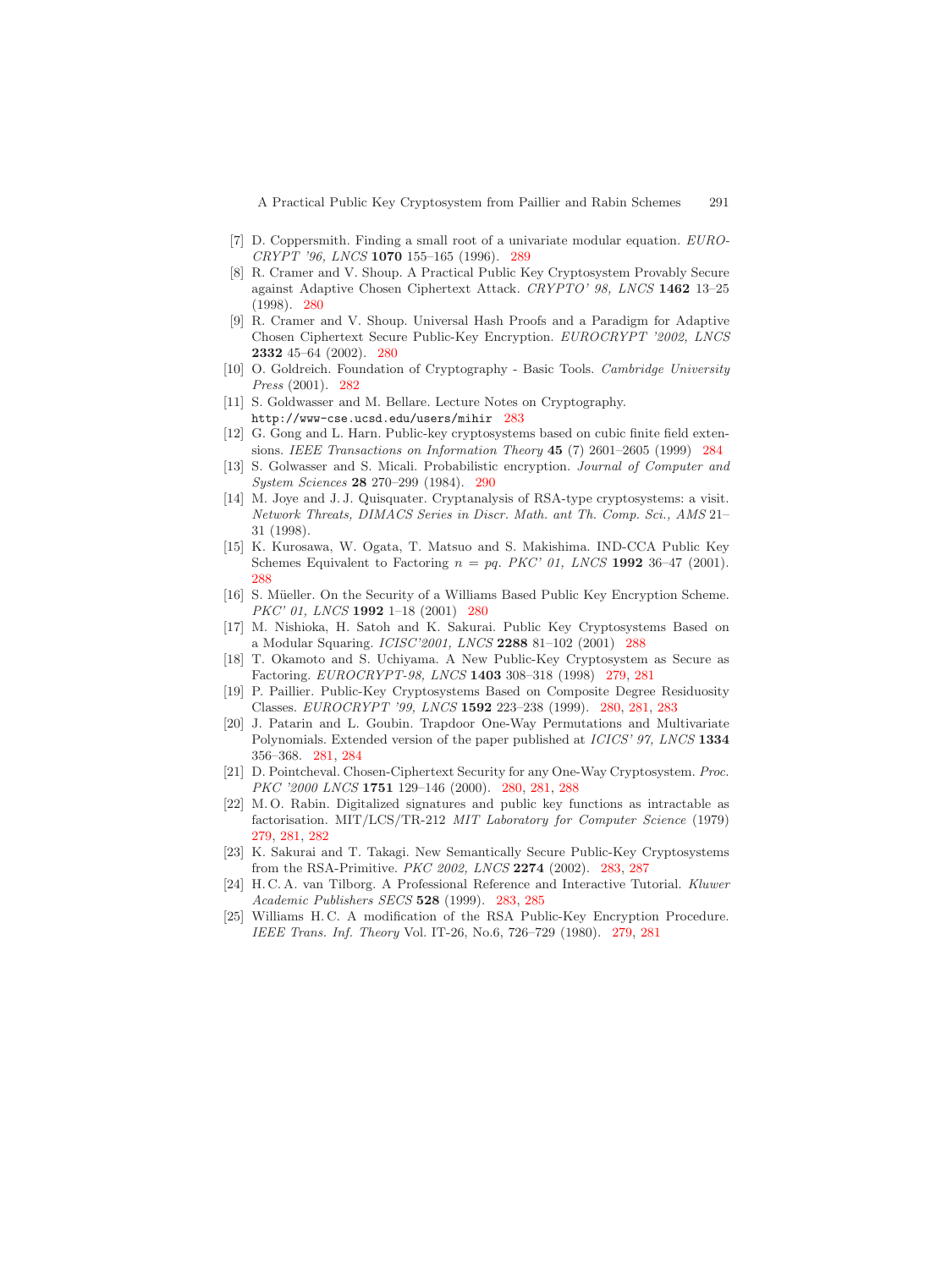[7] D. Coppersmith. Finding a small root of a univariate modular equation. *EUROCRYPT '96, LNCS* **1070** 155–165 (1996). 289

[8] R. Cramer and V. Shoup. A Practical Public Key Cryptosystem Provably Secure against Adaptive Chosen Ciphertext Attack. *CRYPTO' 98, LNCS* **1462** 13–25 (1998). 280

[9] R. Cramer and V. Shoup. Universal Hash Proofs and a Paradigm for Adaptive Chosen Ciphertext Secure Public-Key Encryption. *EUROCRYPT '2002, LNCS* **2332** 45–64 (2002). 280

[10] O. Goldreich. Foundation of Cryptography - Basic Tools. *Cambridge University Press* (2001). 282

[11] S. Goldwasser and M. Bellare. Lecture Notes on Cryptography. `http://www-cse.ucsd.edu/users/mihir` 283

[12] G. Gong and L. Harn. Public-key cryptosystems based on cubic finite field extensions. *IEEE Transactions on Information Theory* **45** (7) 2601–2605 (1999) 284

[13] S. Golwasser and S. Micali. Probabilistic encryption. *Journal of Computer and System Sciences* **28** 270–299 (1984). 290

[14] M. Joye and J. J. Quisquater. Cryptanalysis of RSA-type cryptosystems: a visit. *Network Threats, DIMACS Series in Discr. Math. ant Th. Comp. Sci., AMS* 21–31 (1998).

[15] K. Kurosawa, W. Ogata, T. Matsuo and S. Makishima. IND-CCA Public Key Schemes Equivalent to Factoring $n = pq$. *PKC' 01, LNCS* **1992** 36–47 (2001). 288

[16] S. Müeller. On the Security of a Williams Based Public Key Encryption Scheme. *PKC' 01, LNCS* **1992** 1–18 (2001) 280

[17] M. Nishioka, H. Satoh and K. Sakurai. Public Key Cryptosystems Based on a Modular Squaring. *ICISC'2001, LNCS* **2288** 81–102 (2001) 288

[18] T. Okamoto and S. Uchiyama. A New Public-Key Cryptosystem as Secure as Factoring. *EUROCRYPT-98, LNCS* **1403** 308–318 (1998) 279, 281

[19] P. Paillier. Public-Key Cryptosystems Based on Composite Degree Residuosity Classes. *EUROCRYPT '99, LNCS* **1592** 223–238 (1999). 280, 281, 283

[20] J. Patarin and L. Goubin. Trapdoor One-Way Permutations and Multivariate Polynomials. Extended version of the paper published at *ICICS' 97, LNCS* **1334** 356–368. 281, 284

[21] D. Pointcheval. Chosen-Ciphertext Security for any One-Way Cryptosystem. *Proc. PKC '2000 LNCS* **1751** 129–146 (2000). 280, 281, 288

[22] M. O. Rabin. Digitalized signatures and public key functions as intractable as factorisation. MIT/LCS/TR-212 *MIT Laboratory for Computer Science* (1979) 279, 281, 282

[23] K. Sakurai and T. Takagi. New Semantically Secure Public-Key Cryptosystems from the RSA-Primitive. *PKC 2002, LNCS* **2274** (2002). 283, 287

[24] H. C. A. van Tilborg. A Professional Reference and Interactive Tutorial. *Kluwer Academic Publishers SECS* **528** (1999). 283, 285

[25] Williams H. C. A modification of the RSA Public-Key Encryption Procedure. *IEEE Trans. Inf. Theory* Vol. IT-26, No.6, 726–729 (1980). 279, 281